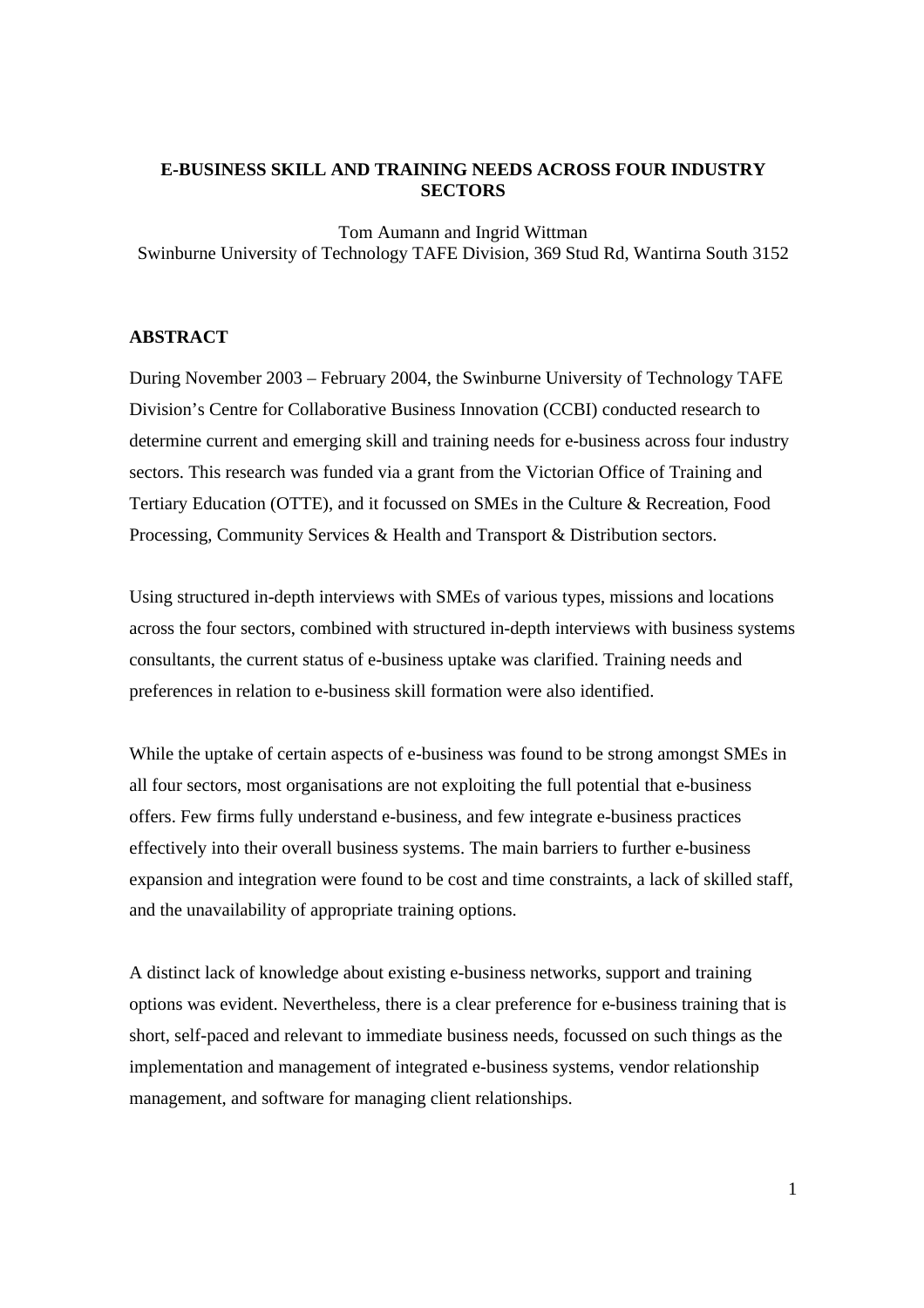# E-BUSINESS SKILL AND TRAINING NEEDS ACROSS FOUR INDUSTRY SECTORS

Tom Aumann and Ingrid Wittman
Swinburne University of Technology TAFE Division, 369 Stud Rd, Wantirna South 3152

## ABSTRACT

During November 2003 – February 2004, the Swinburne University of Technology TAFE Division's Centre for Collaborative Business Innovation (CCBI) conducted research to determine current and emerging skill and training needs for e-business across four industry sectors. This research was funded via a grant from the Victorian Office of Training and Tertiary Education (OTTE), and it focussed on SMEs in the Culture & Recreation, Food Processing, Community Services & Health and Transport & Distribution sectors.

Using structured in-depth interviews with SMEs of various types, missions and locations across the four sectors, combined with structured in-depth interviews with business systems consultants, the current status of e-business uptake was clarified. Training needs and preferences in relation to e-business skill formation were also identified.

While the uptake of certain aspects of e-business was found to be strong amongst SMEs in all four sectors, most organisations are not exploiting the full potential that e-business offers. Few firms fully understand e-business, and few integrate e-business practices effectively into their overall business systems. The main barriers to further e-business expansion and integration were found to be cost and time constraints, a lack of skilled staff, and the unavailability of appropriate training options.

A distinct lack of knowledge about existing e-business networks, support and training options was evident. Nevertheless, there is a clear preference for e-business training that is short, self-paced and relevant to immediate business needs, focussed on such things as the implementation and management of integrated e-business systems, vendor relationship management, and software for managing client relationships.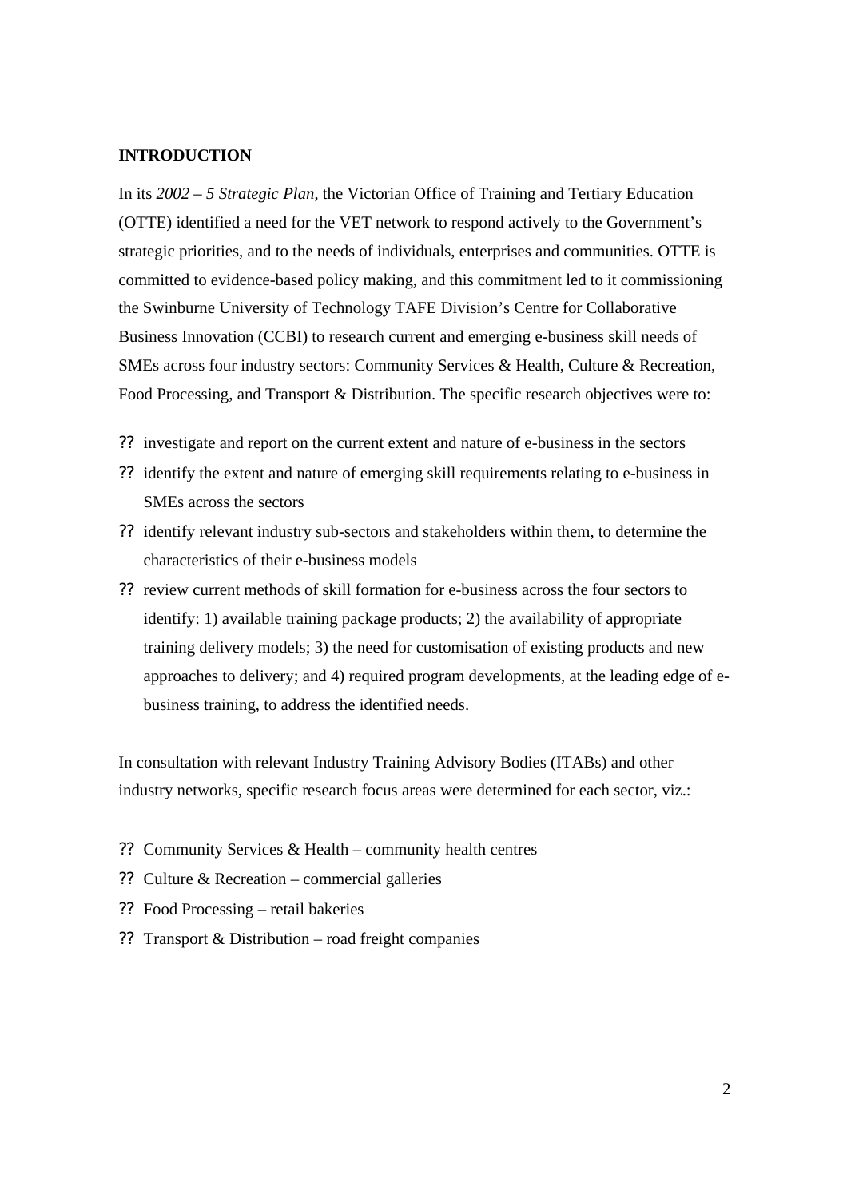## INTRODUCTION

In its *2002 – 5 Strategic Plan*, the Victorian Office of Training and Tertiary Education (OTTE) identified a need for the VET network to respond actively to the Government's strategic priorities, and to the needs of individuals, enterprises and communities. OTTE is committed to evidence-based policy making, and this commitment led to it commissioning the Swinburne University of Technology TAFE Division's Centre for Collaborative Business Innovation (CCBI) to research current and emerging e-business skill needs of SMEs across four industry sectors: Community Services & Health, Culture & Recreation, Food Processing, and Transport & Distribution. The specific research objectives were to:

- investigate and report on the current extent and nature of e-business in the sectors
- identify the extent and nature of emerging skill requirements relating to e-business in SMEs across the sectors
- identify relevant industry sub-sectors and stakeholders within them, to determine the characteristics of their e-business models
- review current methods of skill formation for e-business across the four sectors to identify: 1) available training package products; 2) the availability of appropriate training delivery models; 3) the need for customisation of existing products and new approaches to delivery; and 4) required program developments, at the leading edge of e-business training, to address the identified needs.

In consultation with relevant Industry Training Advisory Bodies (ITABs) and other industry networks, specific research focus areas were determined for each sector, viz.:

- Community Services & Health – community health centres
- Culture & Recreation – commercial galleries
- Food Processing – retail bakeries
- Transport & Distribution – road freight companies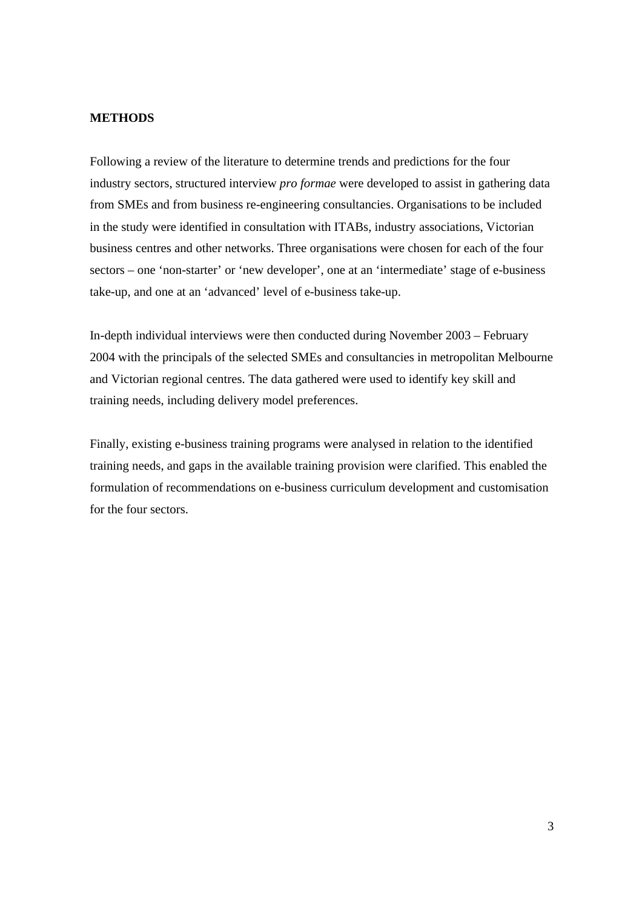**METHODS**

Following a review of the literature to determine trends and predictions for the four industry sectors, structured interview *pro formae* were developed to assist in gathering data from SMEs and from business re-engineering consultancies. Organisations to be included in the study were identified in consultation with ITABs, industry associations, Victorian business centres and other networks. Three organisations were chosen for each of the four sectors – one 'non-starter' or 'new developer', one at an 'intermediate' stage of e-business take-up, and one at an 'advanced' level of e-business take-up.

In-depth individual interviews were then conducted during November 2003 – February 2004 with the principals of the selected SMEs and consultancies in metropolitan Melbourne and Victorian regional centres. The data gathered were used to identify key skill and training needs, including delivery model preferences.

Finally, existing e-business training programs were analysed in relation to the identified training needs, and gaps in the available training provision were clarified. This enabled the formulation of recommendations on e-business curriculum development and customisation for the four sectors.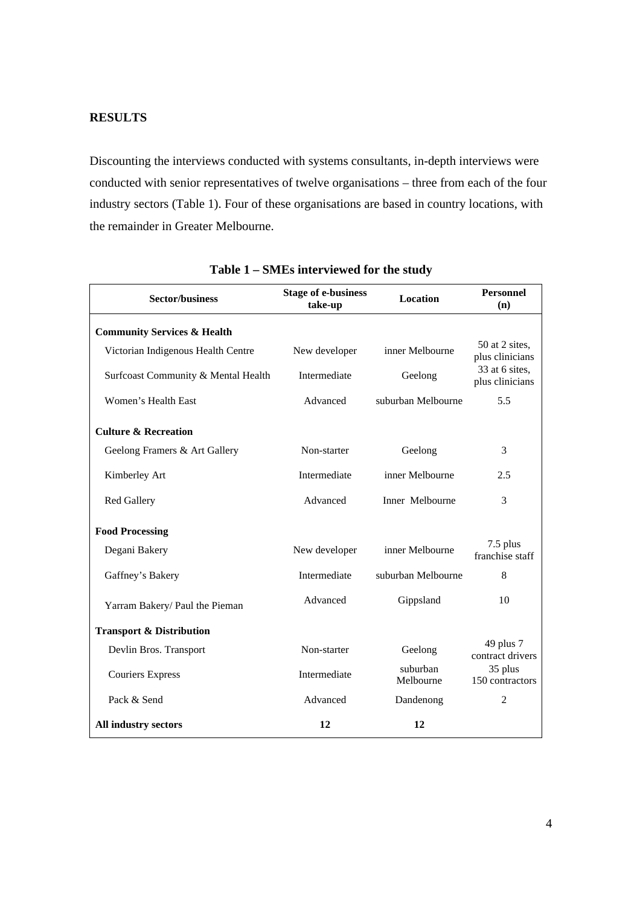## RESULTS

Discounting the interviews conducted with systems consultants, in-depth interviews were conducted with senior representatives of twelve organisations – three from each of the four industry sectors (Table 1). Four of these organisations are based in country locations, with the remainder in Greater Melbourne.

**Table 1 – SMEs interviewed for the study**

| Sector/business | Stage of e-business take-up | Location | Personnel (n) |
|---|---|---|---|
| **Community Services & Health** | | | |
| Victorian Indigenous Health Centre | New developer | inner Melbourne | 50 at 2 sites, plus clinicians |
| Surfcoast Community & Mental Health | Intermediate | Geelong | 33 at 6 sites, plus clinicians |
| Women's Health East | Advanced | suburban Melbourne | 5.5 |
| **Culture & Recreation** | | | |
| Geelong Framers & Art Gallery | Non-starter | Geelong | 3 |
| Kimberley Art | Intermediate | inner Melbourne | 2.5 |
| Red Gallery | Advanced | Inner Melbourne | 3 |
| **Food Processing** | | | |
| Degani Bakery | New developer | inner Melbourne | 7.5 plus franchise staff |
| Gaffney's Bakery | Intermediate | suburban Melbourne | 8 |
| Yarram Bakery/ Paul the Pieman | Advanced | Gippsland | 10 |
| **Transport & Distribution** | | | |
| Devlin Bros. Transport | Non-starter | Geelong | 49 plus 7 contract drivers |
| Couriers Express | Intermediate | suburban Melbourne | 35 plus 150 contractors |
| Pack & Send | Advanced | Dandenong | 2 |
| **All industry sectors** | **12** | **12** | |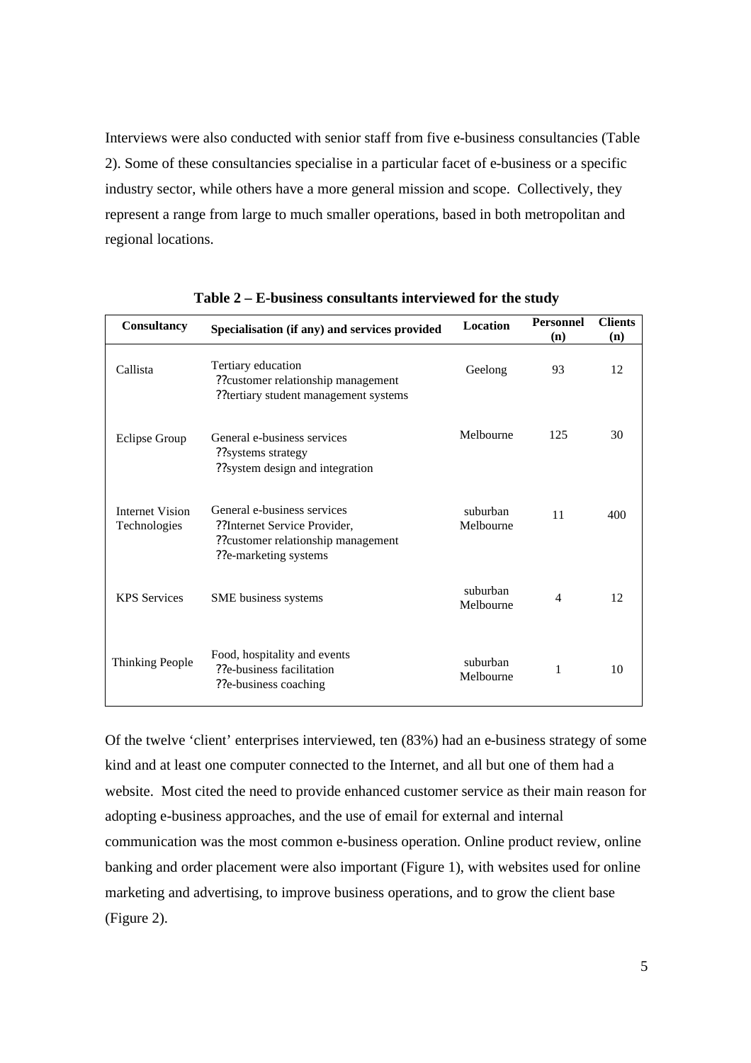Interviews were also conducted with senior staff from five e-business consultancies (Table 2). Some of these consultancies specialise in a particular facet of e-business or a specific industry sector, while others have a more general mission and scope. Collectively, they represent a range from large to much smaller operations, based in both metropolitan and regional locations.

**Table 2 – E-business consultants interviewed for the study**

| Consultancy | Specialisation (if any) and services provided | Location | Personnel (n) | Clients (n) |
|---|---|---|---|---|
| Callista | Tertiary education<br>??customer relationship management<br>??tertiary student management systems | Geelong | 93 | 12 |
| Eclipse Group | General e-business services<br>??systems strategy<br>??system design and integration | Melbourne | 125 | 30 |
| Internet Vision Technologies | General e-business services<br>??Internet Service Provider,<br>??customer relationship management<br>??e-marketing systems | suburban Melbourne | 11 | 400 |
| KPS Services | SME business systems | suburban Melbourne | 4 | 12 |
| Thinking People | Food, hospitality and events<br>??e-business facilitation<br>??e-business coaching | suburban Melbourne | 1 | 10 |

Of the twelve 'client' enterprises interviewed, ten (83%) had an e-business strategy of some kind and at least one computer connected to the Internet, and all but one of them had a website. Most cited the need to provide enhanced customer service as their main reason for adopting e-business approaches, and the use of email for external and internal communication was the most common e-business operation. Online product review, online banking and order placement were also important (Figure 1), with websites used for online marketing and advertising, to improve business operations, and to grow the client base (Figure 2).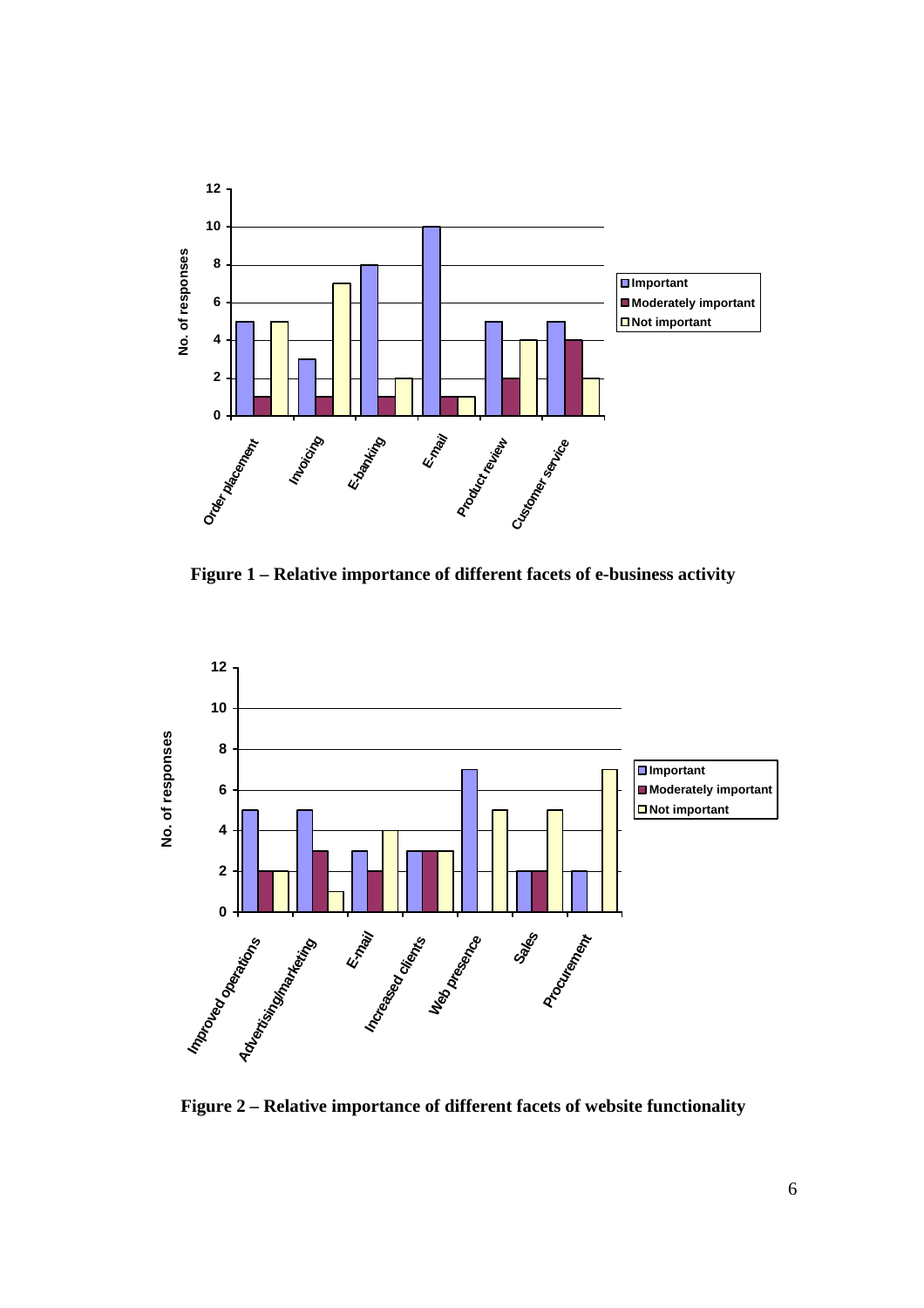**Figure 1 – Relative importance of different facets of e-business activity**

**Figure 2 – Relative importance of different facets of website functionality**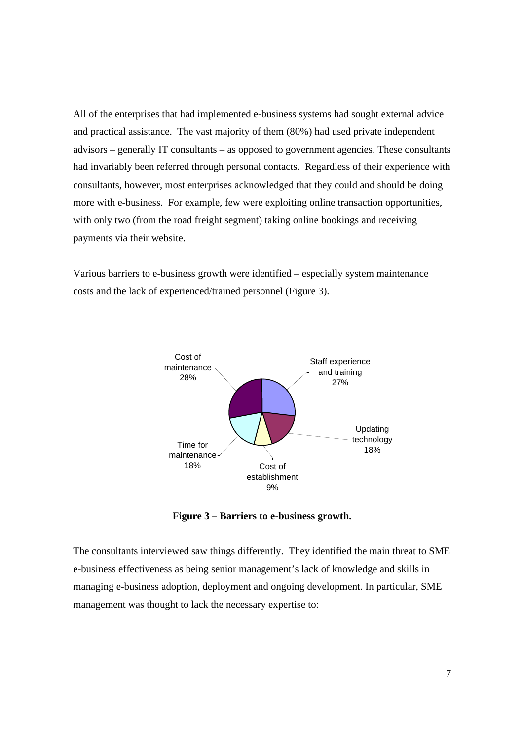All of the enterprises that had implemented e-business systems had sought external advice and practical assistance. The vast majority of them (80%) had used private independent advisors – generally IT consultants – as opposed to government agencies. These consultants had invariably been referred through personal contacts. Regardless of their experience with consultants, however, most enterprises acknowledged that they could and should be doing more with e-business. For example, few were exploiting online transaction opportunities, with only two (from the road freight segment) taking online bookings and receiving payments via their website.

Various barriers to e-business growth were identified – especially system maintenance costs and the lack of experienced/trained personnel (Figure 3).

**Figure 3 – Barriers to e-business growth.**

The consultants interviewed saw things differently. They identified the main threat to SME e-business effectiveness as being senior management's lack of knowledge and skills in managing e-business adoption, deployment and ongoing development. In particular, SME management was thought to lack the necessary expertise to: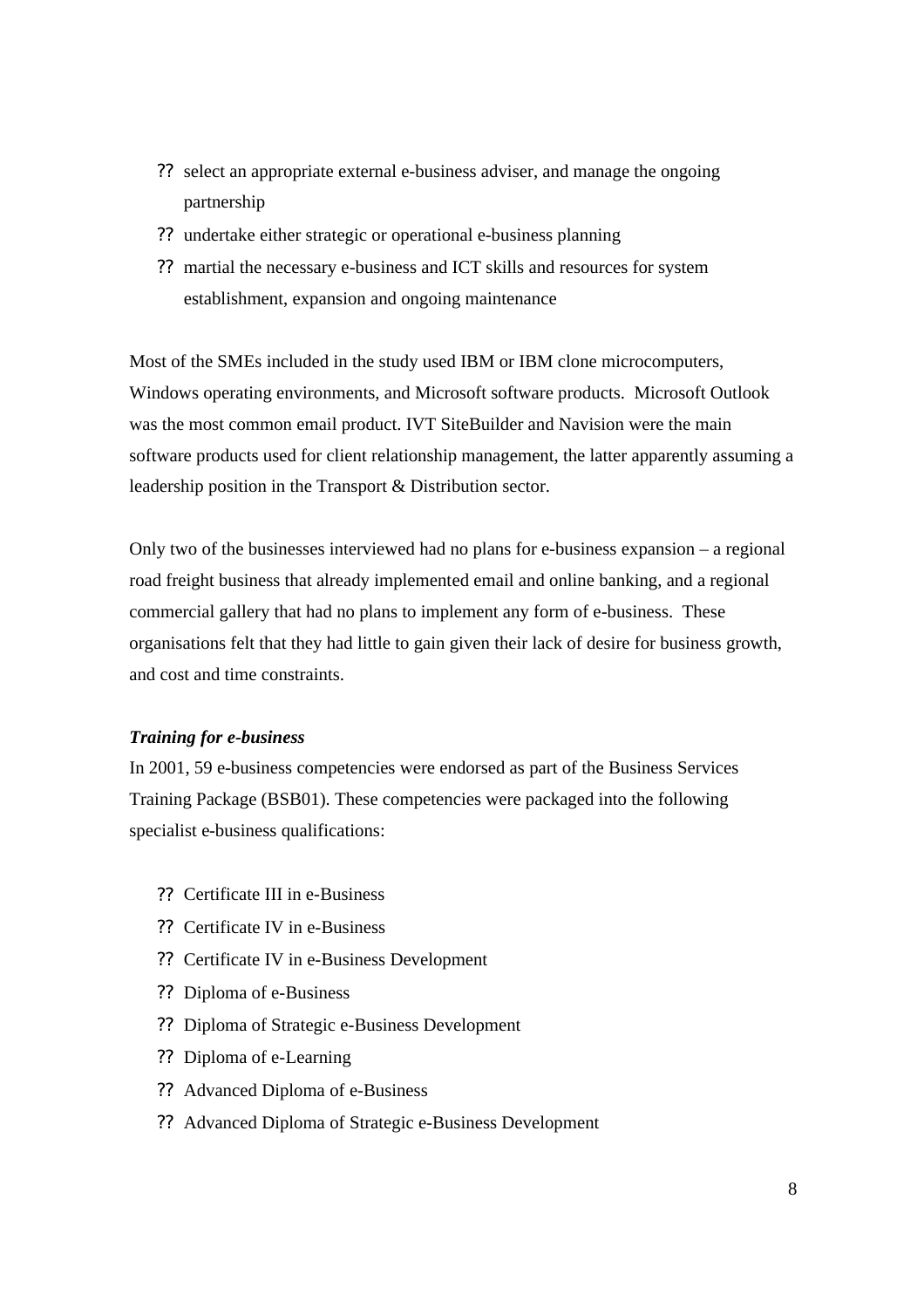- select an appropriate external e-business adviser, and manage the ongoing partnership
- undertake either strategic or operational e-business planning
- martial the necessary e-business and ICT skills and resources for system establishment, expansion and ongoing maintenance

Most of the SMEs included in the study used IBM or IBM clone microcomputers, Windows operating environments, and Microsoft software products. Microsoft Outlook was the most common email product. IVT SiteBuilder and Navision were the main software products used for client relationship management, the latter apparently assuming a leadership position in the Transport & Distribution sector.

Only two of the businesses interviewed had no plans for e-business expansion – a regional road freight business that already implemented email and online banking, and a regional commercial gallery that had no plans to implement any form of e-business. These organisations felt that they had little to gain given their lack of desire for business growth, and cost and time constraints.

***Training for e-business***

In 2001, 59 e-business competencies were endorsed as part of the Business Services Training Package (BSB01). These competencies were packaged into the following specialist e-business qualifications:

- Certificate III in e-Business
- Certificate IV in e-Business
- Certificate IV in e-Business Development
- Diploma of e-Business
- Diploma of Strategic e-Business Development
- Diploma of e-Learning
- Advanced Diploma of e-Business
- Advanced Diploma of Strategic e-Business Development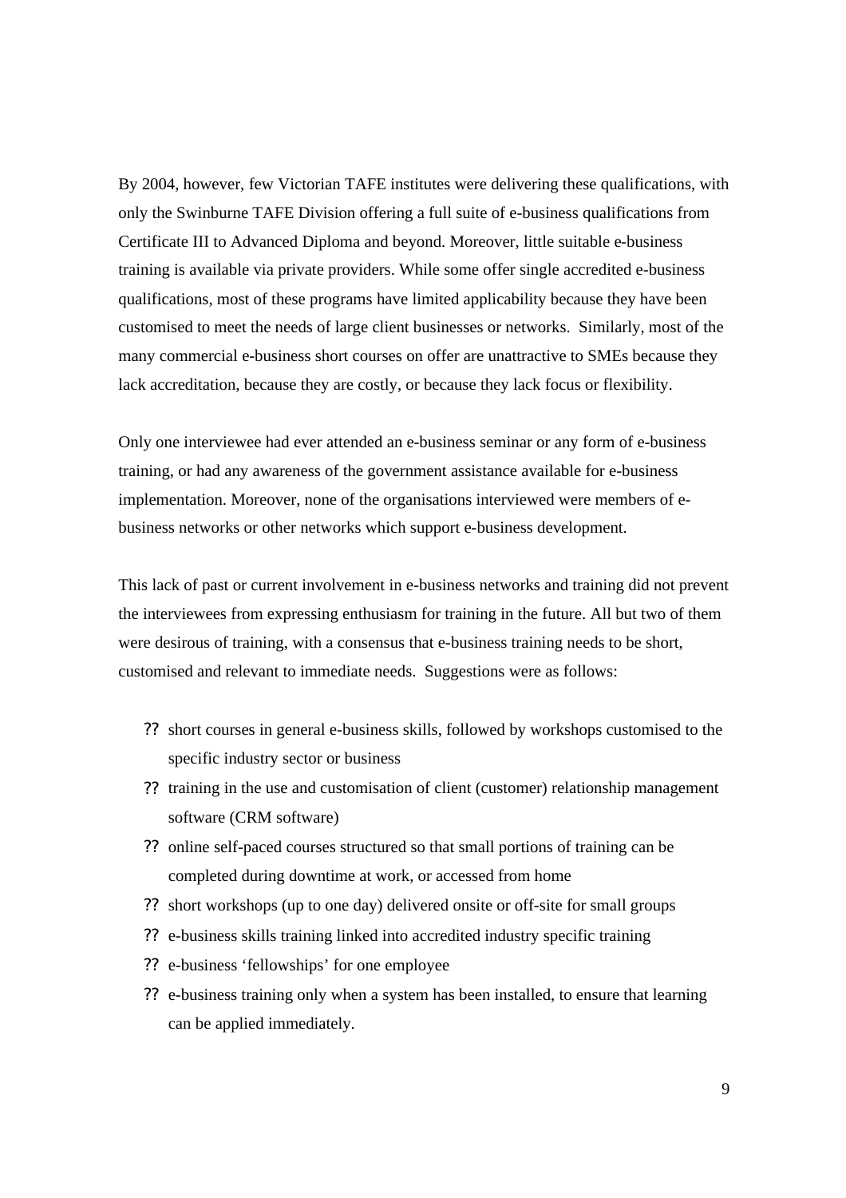By 2004, however, few Victorian TAFE institutes were delivering these qualifications, with only the Swinburne TAFE Division offering a full suite of e-business qualifications from Certificate III to Advanced Diploma and beyond. Moreover, little suitable e-business training is available via private providers. While some offer single accredited e-business qualifications, most of these programs have limited applicability because they have been customised to meet the needs of large client businesses or networks. Similarly, most of the many commercial e-business short courses on offer are unattractive to SMEs because they lack accreditation, because they are costly, or because they lack focus or flexibility.

Only one interviewee had ever attended an e-business seminar or any form of e-business training, or had any awareness of the government assistance available for e-business implementation. Moreover, none of the organisations interviewed were members of e-business networks or other networks which support e-business development.

This lack of past or current involvement in e-business networks and training did not prevent the interviewees from expressing enthusiasm for training in the future. All but two of them were desirous of training, with a consensus that e-business training needs to be short, customised and relevant to immediate needs. Suggestions were as follows:

- short courses in general e-business skills, followed by workshops customised to the specific industry sector or business
- training in the use and customisation of client (customer) relationship management software (CRM software)
- online self-paced courses structured so that small portions of training can be completed during downtime at work, or accessed from home
- short workshops (up to one day) delivered onsite or off-site for small groups
- e-business skills training linked into accredited industry specific training
- e-business 'fellowships' for one employee
- e-business training only when a system has been installed, to ensure that learning can be applied immediately.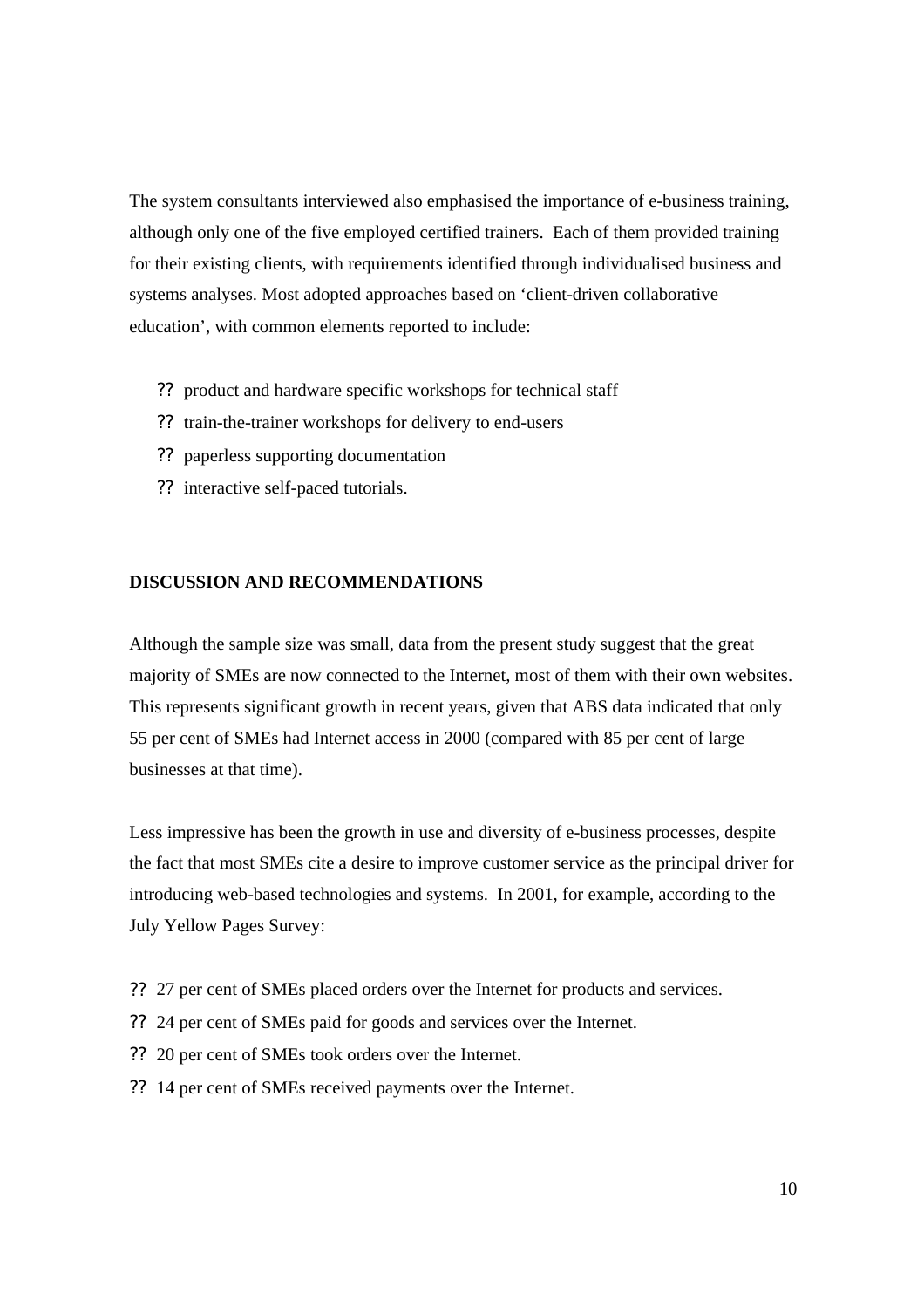The system consultants interviewed also emphasised the importance of e-business training, although only one of the five employed certified trainers. Each of them provided training for their existing clients, with requirements identified through individualised business and systems analyses. Most adopted approaches based on 'client-driven collaborative education', with common elements reported to include:

- product and hardware specific workshops for technical staff
- train-the-trainer workshops for delivery to end-users
- paperless supporting documentation
- interactive self-paced tutorials.

## DISCUSSION AND RECOMMENDATIONS

Although the sample size was small, data from the present study suggest that the great majority of SMEs are now connected to the Internet, most of them with their own websites. This represents significant growth in recent years, given that ABS data indicated that only 55 per cent of SMEs had Internet access in 2000 (compared with 85 per cent of large businesses at that time).

Less impressive has been the growth in use and diversity of e-business processes, despite the fact that most SMEs cite a desire to improve customer service as the principal driver for introducing web-based technologies and systems. In 2001, for example, according to the July Yellow Pages Survey:

- 27 per cent of SMEs placed orders over the Internet for products and services.
- 24 per cent of SMEs paid for goods and services over the Internet.
- 20 per cent of SMEs took orders over the Internet.
- 14 per cent of SMEs received payments over the Internet.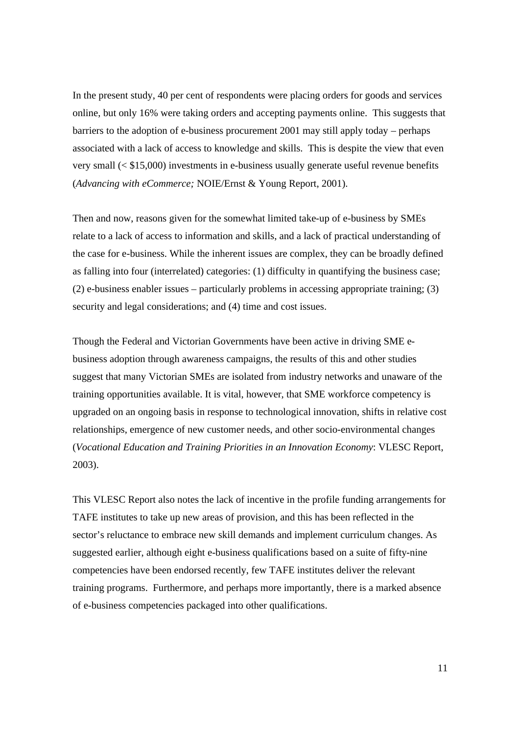In the present study, 40 per cent of respondents were placing orders for goods and services online, but only 16% were taking orders and accepting payments online. This suggests that barriers to the adoption of e-business procurement 2001 may still apply today – perhaps associated with a lack of access to knowledge and skills. This is despite the view that even very small (< $15,000) investments in e-business usually generate useful revenue benefits (*Advancing with eCommerce;* NOIE/Ernst & Young Report, 2001).

Then and now, reasons given for the somewhat limited take-up of e-business by SMEs relate to a lack of access to information and skills, and a lack of practical understanding of the case for e-business. While the inherent issues are complex, they can be broadly defined as falling into four (interrelated) categories: (1) difficulty in quantifying the business case; (2) e-business enabler issues – particularly problems in accessing appropriate training; (3) security and legal considerations; and (4) time and cost issues.

Though the Federal and Victorian Governments have been active in driving SME e-business adoption through awareness campaigns, the results of this and other studies suggest that many Victorian SMEs are isolated from industry networks and unaware of the training opportunities available. It is vital, however, that SME workforce competency is upgraded on an ongoing basis in response to technological innovation, shifts in relative cost relationships, emergence of new customer needs, and other socio-environmental changes (*Vocational Education and Training Priorities in an Innovation Economy*: VLESC Report, 2003).

This VLESC Report also notes the lack of incentive in the profile funding arrangements for TAFE institutes to take up new areas of provision, and this has been reflected in the sector's reluctance to embrace new skill demands and implement curriculum changes. As suggested earlier, although eight e-business qualifications based on a suite of fifty-nine competencies have been endorsed recently, few TAFE institutes deliver the relevant training programs. Furthermore, and perhaps more importantly, there is a marked absence of e-business competencies packaged into other qualifications.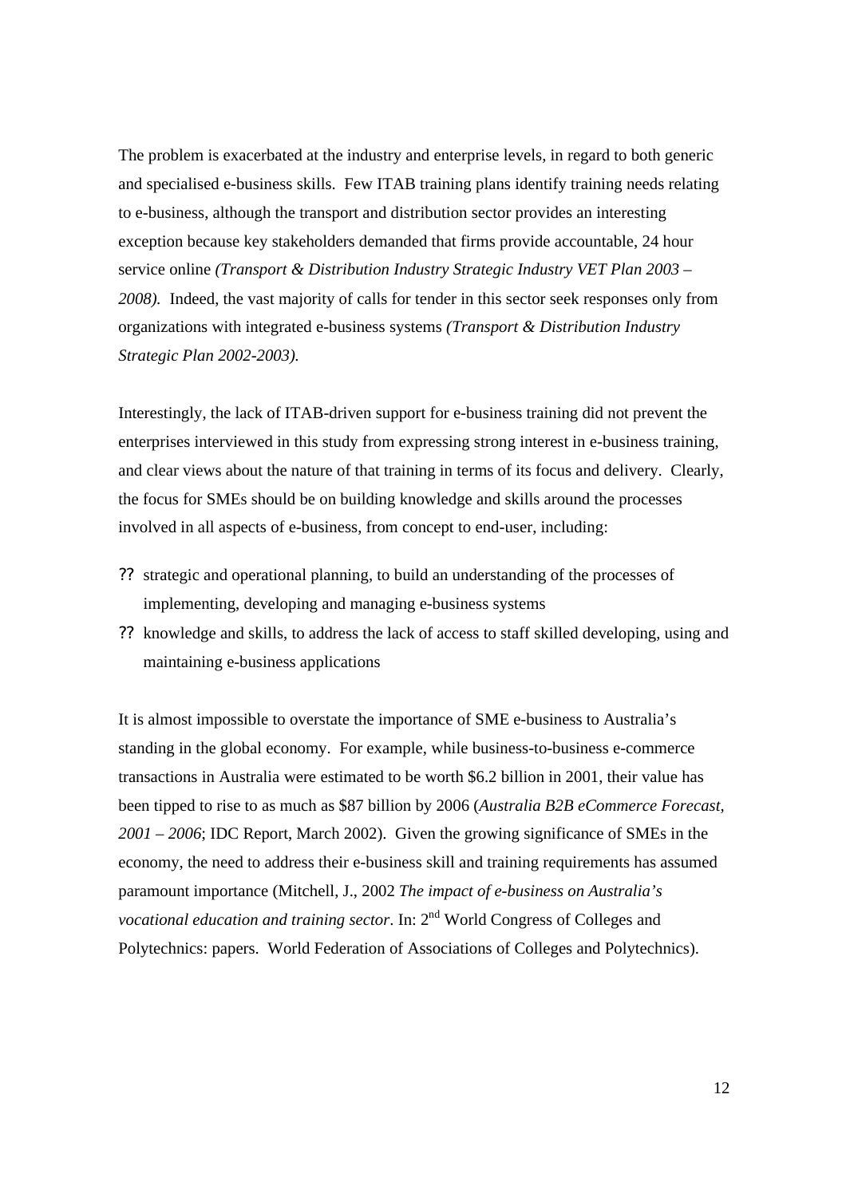The problem is exacerbated at the industry and enterprise levels, in regard to both generic and specialised e-business skills. Few ITAB training plans identify training needs relating to e-business, although the transport and distribution sector provides an interesting exception because key stakeholders demanded that firms provide accountable, 24 hour service online *(Transport & Distribution Industry Strategic Industry VET Plan 2003 – 2008).* Indeed, the vast majority of calls for tender in this sector seek responses only from organizations with integrated e-business systems *(Transport & Distribution Industry Strategic Plan 2002-2003).*

Interestingly, the lack of ITAB-driven support for e-business training did not prevent the enterprises interviewed in this study from expressing strong interest in e-business training, and clear views about the nature of that training in terms of its focus and delivery. Clearly, the focus for SMEs should be on building knowledge and skills around the processes involved in all aspects of e-business, from concept to end-user, including:

- strategic and operational planning, to build an understanding of the processes of implementing, developing and managing e-business systems
- knowledge and skills, to address the lack of access to staff skilled developing, using and maintaining e-business applications

It is almost impossible to overstate the importance of SME e-business to Australia's standing in the global economy. For example, while business-to-business e-commerce transactions in Australia were estimated to be worth $6.2 billion in 2001, their value has been tipped to rise to as much as $87 billion by 2006 (*Australia B2B eCommerce Forecast, 2001 – 2006*; IDC Report, March 2002). Given the growing significance of SMEs in the economy, the need to address their e-business skill and training requirements has assumed paramount importance (Mitchell, J., 2002 *The impact of e-business on Australia's vocational education and training sector*. In: 2nd World Congress of Colleges and Polytechnics: papers. World Federation of Associations of Colleges and Polytechnics).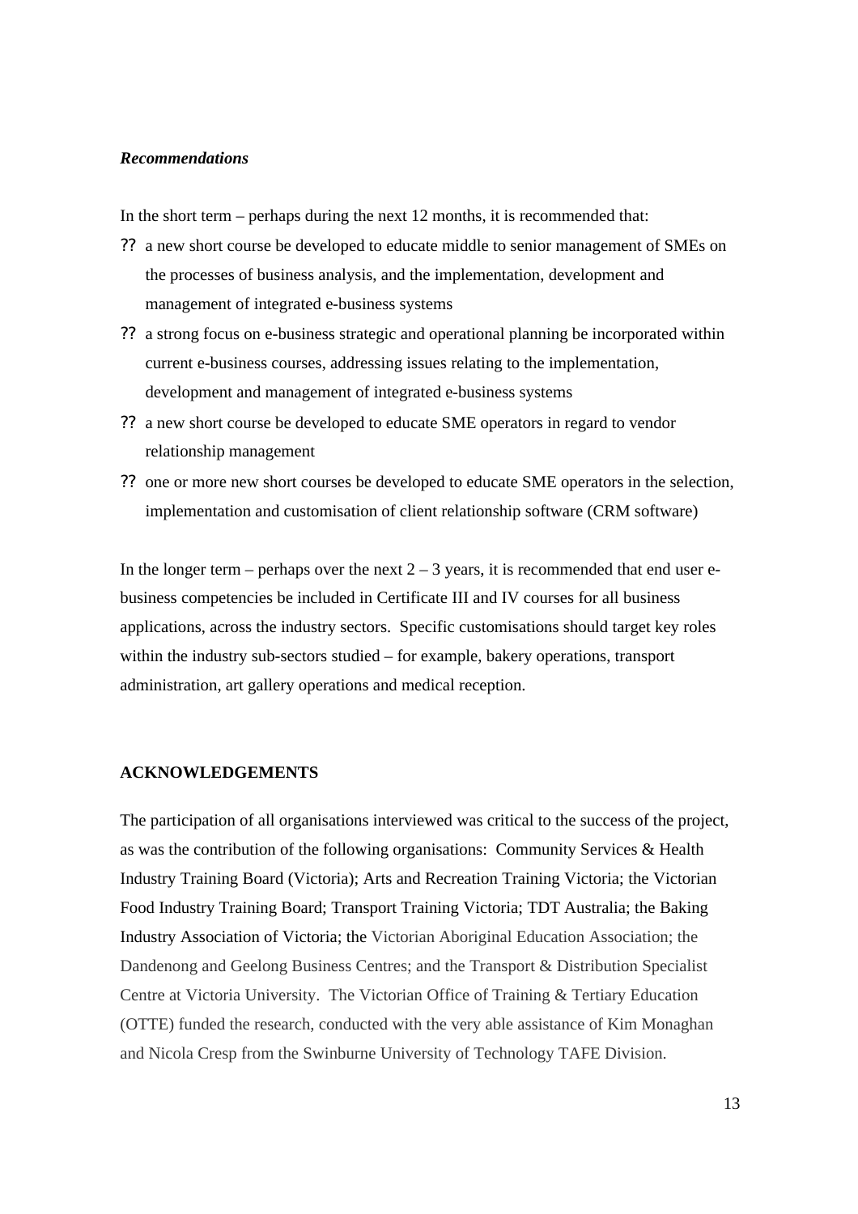***Recommendations***

In the short term – perhaps during the next 12 months, it is recommended that:

- a new short course be developed to educate middle to senior management of SMEs on the processes of business analysis, and the implementation, development and management of integrated e-business systems
- a strong focus on e-business strategic and operational planning be incorporated within current e-business courses, addressing issues relating to the implementation, development and management of integrated e-business systems
- a new short course be developed to educate SME operators in regard to vendor relationship management
- one or more new short courses be developed to educate SME operators in the selection, implementation and customisation of client relationship software (CRM software)

In the longer term – perhaps over the next 2 – 3 years, it is recommended that end user e-business competencies be included in Certificate III and IV courses for all business applications, across the industry sectors. Specific customisations should target key roles within the industry sub-sectors studied – for example, bakery operations, transport administration, art gallery operations and medical reception.

**ACKNOWLEDGEMENTS**

The participation of all organisations interviewed was critical to the success of the project, as was the contribution of the following organisations: Community Services & Health Industry Training Board (Victoria); Arts and Recreation Training Victoria; the Victorian Food Industry Training Board; Transport Training Victoria; TDT Australia; the Baking Industry Association of Victoria; the Victorian Aboriginal Education Association; the Dandenong and Geelong Business Centres; and the Transport & Distribution Specialist Centre at Victoria University. The Victorian Office of Training & Tertiary Education (OTTE) funded the research, conducted with the very able assistance of Kim Monaghan and Nicola Cresp from the Swinburne University of Technology TAFE Division.